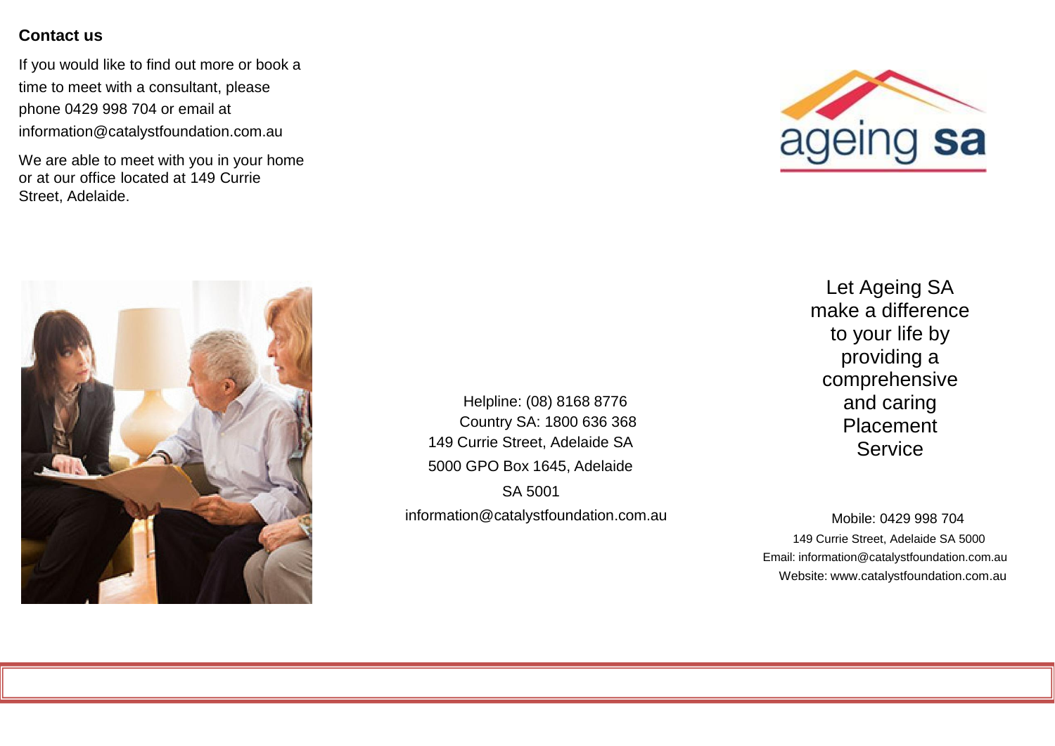## Contact us

If you would like to find out more or book a time to meet with a consultant, please phone 0429 998 704 or email at information@catalystfoundation.com.au

We are able to meet with you in your home or at our office located at 149 Currie Street, Adelaide.

Helpline: (08) 8168 8776
Country SA: 1800 636 368
149 Currie Street, Adelaide SA 5000 GPO Box 1645, Adelaide SA 5001
information@catalystfoundation.com.au

ageing **sa**

Let Ageing SA make a difference to your life by providing a comprehensive and caring Placement Service

Mobile: 0429 998 704
149 Currie Street, Adelaide SA 5000
Email: information@catalystfoundation.com.au
Website: www.catalystfoundation.com.au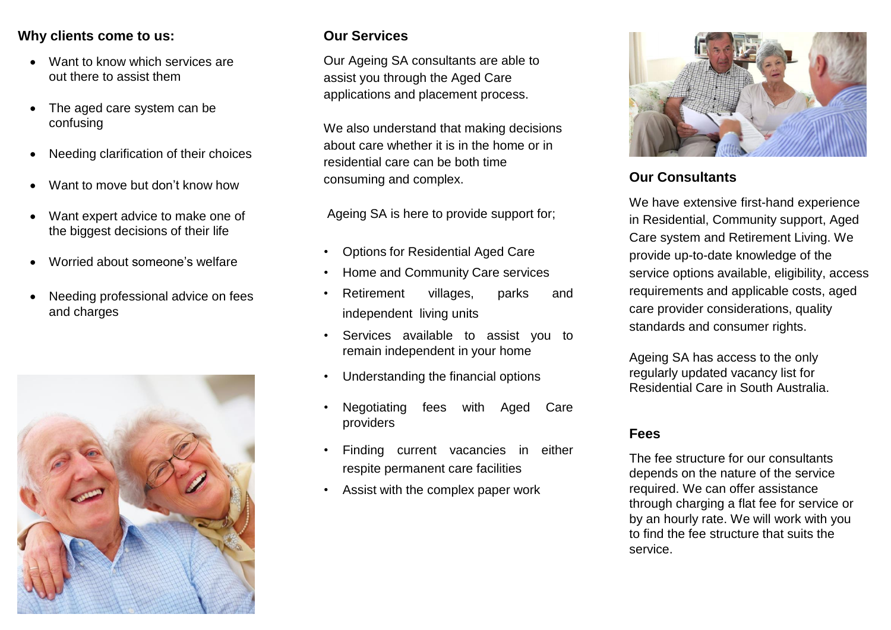## Why clients come to us:

- Want to know which services are out there to assist them
- The aged care system can be confusing
- Needing clarification of their choices
- Want to move but don't know how
- Want expert advice to make one of the biggest decisions of their life
- Worried about someone's welfare
- Needing professional advice on fees and charges

## Our Services

Our Ageing SA consultants are able to assist you through the Aged Care applications and placement process.

We also understand that making decisions about care whether it is in the home or in residential care can be both time consuming and complex.

Ageing SA is here to provide support for;

- Options for Residential Aged Care
- Home and Community Care services
- Retirement villages, parks and independent living units
- Services available to assist you to remain independent in your home
- Understanding the financial options
- Negotiating fees with Aged Care providers
- Finding current vacancies in either respite permanent care facilities
- Assist with the complex paper work

## Our Consultants

We have extensive first-hand experience in Residential, Community support, Aged Care system and Retirement Living. We provide up-to-date knowledge of the service options available, eligibility, access requirements and applicable costs, aged care provider considerations, quality standards and consumer rights.

Ageing SA has access to the only regularly updated vacancy list for Residential Care in South Australia.

## Fees

The fee structure for our consultants depends on the nature of the service required. We can offer assistance through charging a flat fee for service or by an hourly rate. We will work with you to find the fee structure that suits the service.